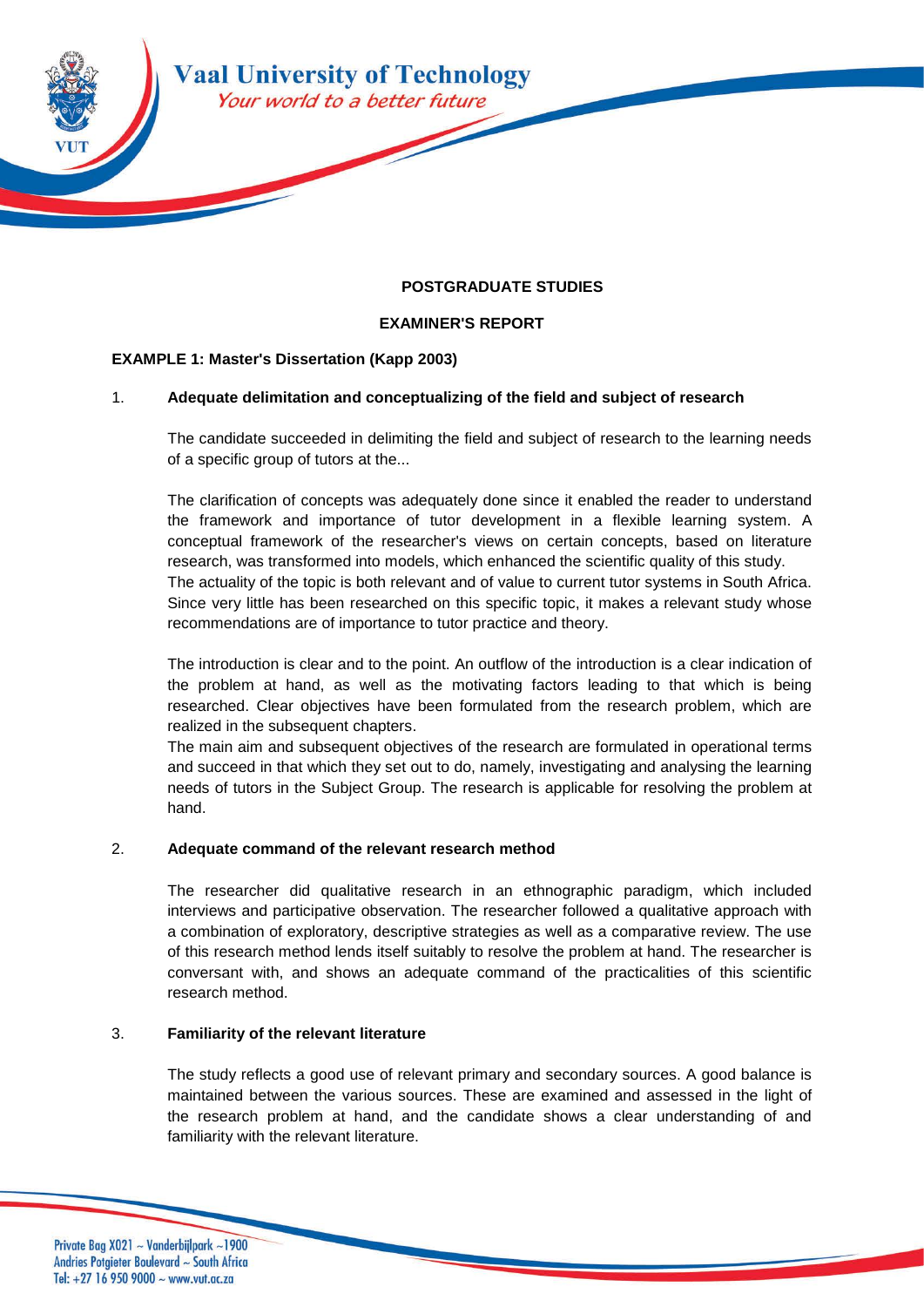**Vaal University of Technology**
*Your world to a better future*

**POSTGRADUATE STUDIES**

**EXAMINER'S REPORT**

**EXAMPLE 1: Master's Dissertation (Kapp 2003)**

1. **Adequate delimitation and conceptualizing of the field and subject of research**

   The candidate succeeded in delimiting the field and subject of research to the learning needs of a specific group of tutors at the...

   The clarification of concepts was adequately done since it enabled the reader to understand the framework and importance of tutor development in a flexible learning system. A conceptual framework of the researcher's views on certain concepts, based on literature research, was transformed into models, which enhanced the scientific quality of this study.
   The actuality of the topic is both relevant and of value to current tutor systems in South Africa. Since very little has been researched on this specific topic, it makes a relevant study whose recommendations are of importance to tutor practice and theory.

   The introduction is clear and to the point. An outflow of the introduction is a clear indication of the problem at hand, as well as the motivating factors leading to that which is being researched. Clear objectives have been formulated from the research problem, which are realized in the subsequent chapters.
   The main aim and subsequent objectives of the research are formulated in operational terms and succeed in that which they set out to do, namely, investigating and analysing the learning needs of tutors in the Subject Group. The research is applicable for resolving the problem at hand.

2. **Adequate command of the relevant research method**

   The researcher did qualitative research in an ethnographic paradigm, which included interviews and participative observation. The researcher followed a qualitative approach with a combination of exploratory, descriptive strategies as well as a comparative review. The use of this research method lends itself suitably to resolve the problem at hand. The researcher is conversant with, and shows an adequate command of the practicalities of this scientific research method.

3. **Familiarity of the relevant literature**

   The study reflects a good use of relevant primary and secondary sources. A good balance is maintained between the various sources. These are examined and assessed in the light of the research problem at hand, and the candidate shows a clear understanding of and familiarity with the relevant literature.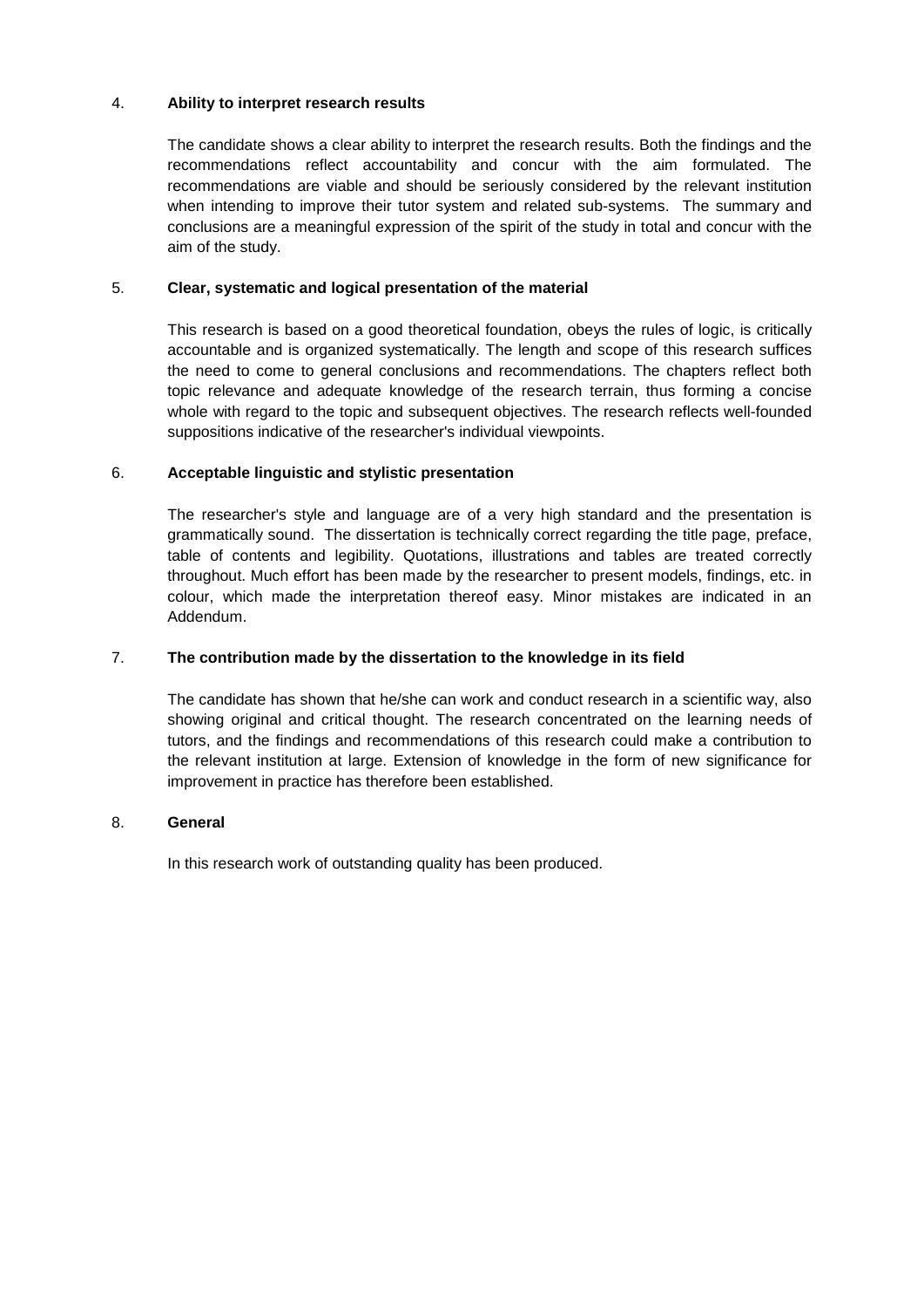4. **Ability to interpret research results**

   The candidate shows a clear ability to interpret the research results. Both the findings and the recommendations reflect accountability and concur with the aim formulated. The recommendations are viable and should be seriously considered by the relevant institution when intending to improve their tutor system and related sub-systems. The summary and conclusions are a meaningful expression of the spirit of the study in total and concur with the aim of the study.

5. **Clear, systematic and logical presentation of the material**

   This research is based on a good theoretical foundation, obeys the rules of logic, is critically accountable and is organized systematically. The length and scope of this research suffices the need to come to general conclusions and recommendations. The chapters reflect both topic relevance and adequate knowledge of the research terrain, thus forming a concise whole with regard to the topic and subsequent objectives. The research reflects well-founded suppositions indicative of the researcher's individual viewpoints.

6. **Acceptable linguistic and stylistic presentation**

   The researcher's style and language are of a very high standard and the presentation is grammatically sound. The dissertation is technically correct regarding the title page, preface, table of contents and legibility. Quotations, illustrations and tables are treated correctly throughout. Much effort has been made by the researcher to present models, findings, etc. in colour, which made the interpretation thereof easy. Minor mistakes are indicated in an Addendum.

7. **The contribution made by the dissertation to the knowledge in its field**

   The candidate has shown that he/she can work and conduct research in a scientific way, also showing original and critical thought. The research concentrated on the learning needs of tutors, and the findings and recommendations of this research could make a contribution to the relevant institution at large. Extension of knowledge in the form of new significance for improvement in practice has therefore been established.

8. **General**

   In this research work of outstanding quality has been produced.